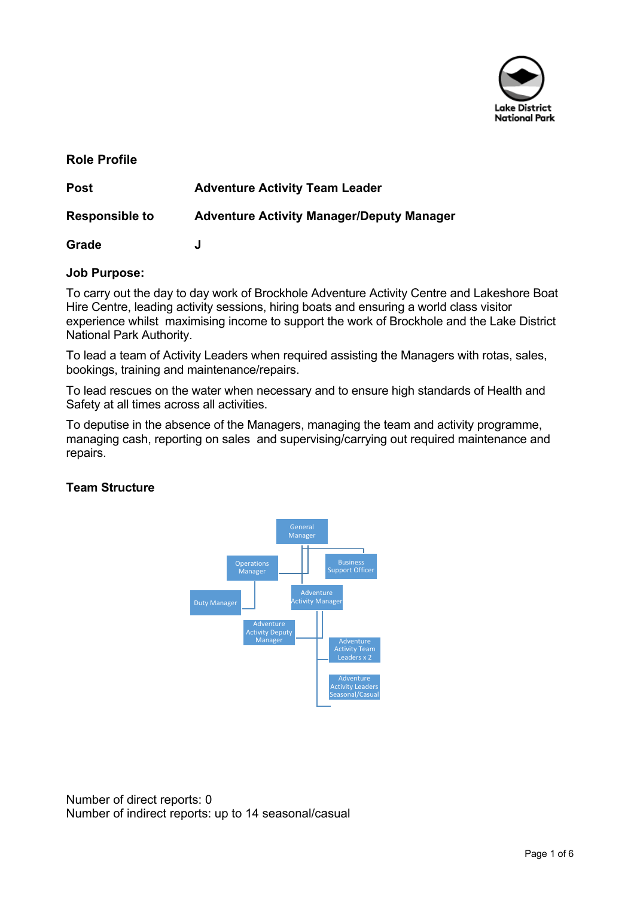Lake District National Park

## Role Profile

| | |
|---|---|
| **Post** | **Adventure Activity Team Leader** |
| **Responsible to** | **Adventure Activity Manager/Deputy Manager** |
| **Grade** | **J** |

### Job Purpose:

To carry out the day to day work of Brockhole Adventure Activity Centre and Lakeshore Boat Hire Centre, leading activity sessions, hiring boats and ensuring a world class visitor experience whilst maximising income to support the work of Brockhole and the Lake District National Park Authority.

To lead a team of Activity Leaders when required assisting the Managers with rotas, sales, bookings, training and maintenance/repairs.

To lead rescues on the water when necessary and to ensure high standards of Health and Safety at all times across all activities.

To deputise in the absence of the Managers, managing the team and activity programme, managing cash, reporting on sales and supervising/carrying out required maintenance and repairs.

### Team Structure

General Manager

Operations Manager

Business Support Officer

Duty Manager

Adventure Activity Manager

Adventure Activity Deputy Manager

Adventure Activity Team Leaders x 2

Adventure Activity Leaders Seasonal/Casual

Number of direct reports: 0
Number of indirect reports: up to 14 seasonal/casual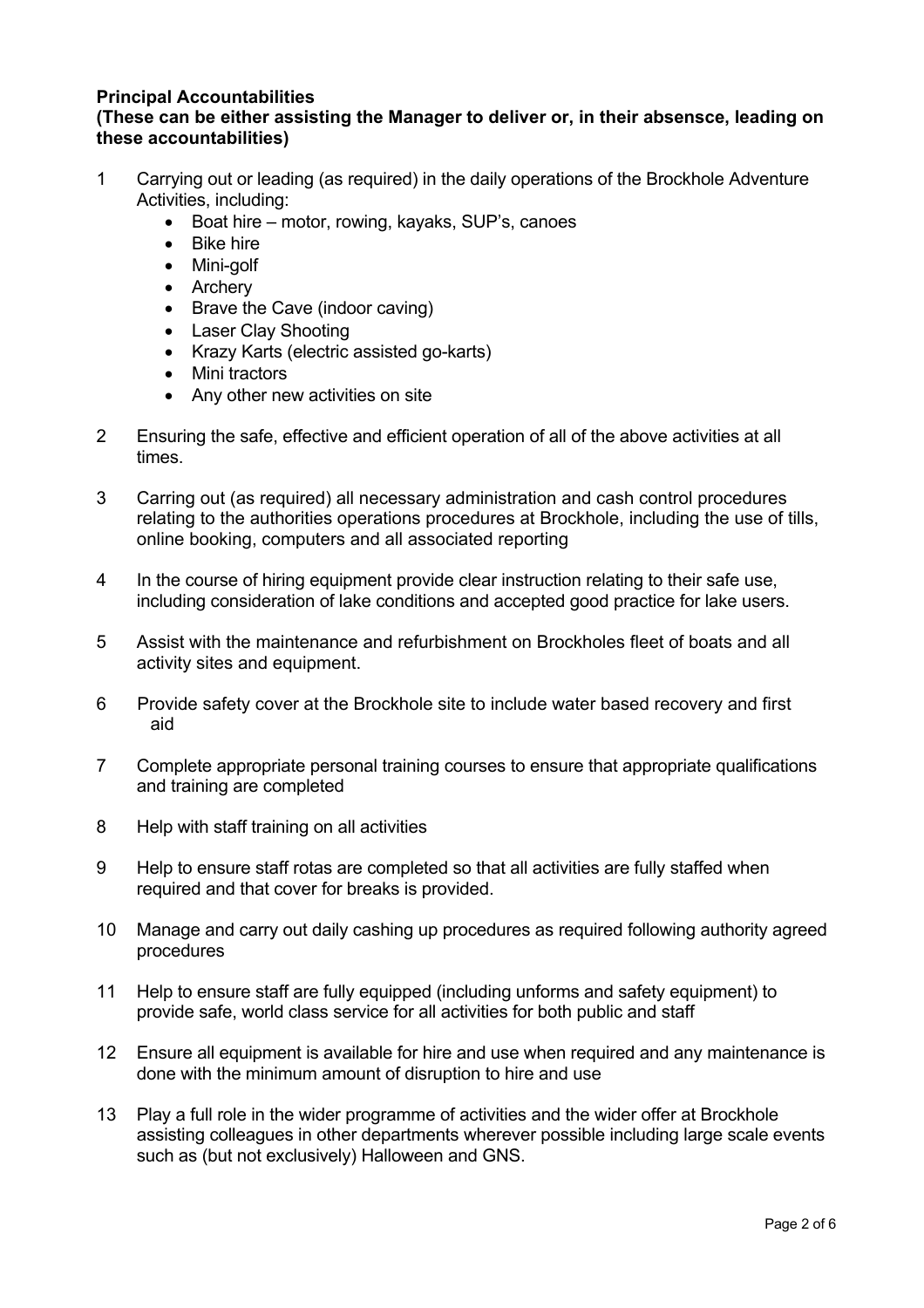**Principal Accountabilities**
**(These can be either assisting the Manager to deliver or, in their absensce, leading on these accountabilities)**

1. Carrying out or leading (as required) in the daily operations of the Brockhole Adventure Activities, including:
   - Boat hire – motor, rowing, kayaks, SUP's, canoes
   - Bike hire
   - Mini-golf
   - Archery
   - Brave the Cave (indoor caving)
   - Laser Clay Shooting
   - Krazy Karts (electric assisted go-karts)
   - Mini tractors
   - Any other new activities on site

2. Ensuring the safe, effective and efficient operation of all of the above activities at all times.

3. Carring out (as required) all necessary administration and cash control procedures relating to the authorities operations procedures at Brockhole, including the use of tills, online booking, computers and all associated reporting

4. In the course of hiring equipment provide clear instruction relating to their safe use, including consideration of lake conditions and accepted good practice for lake users.

5. Assist with the maintenance and refurbishment on Brockholes fleet of boats and all activity sites and equipment.

6. Provide safety cover at the Brockhole site to include water based recovery and first aid

7. Complete appropriate personal training courses to ensure that appropriate qualifications and training are completed

8. Help with staff training on all activities

9. Help to ensure staff rotas are completed so that all activities are fully staffed when required and that cover for breaks is provided.

10. Manage and carry out daily cashing up procedures as required following authority agreed procedures

11. Help to ensure staff are fully equipped (including unforms and safety equipment) to provide safe, world class service for all activities for both public and staff

12. Ensure all equipment is available for hire and use when required and any maintenance is done with the minimum amount of disruption to hire and use

13. Play a full role in the wider programme of activities and the wider offer at Brockhole assisting colleagues in other departments wherever possible including large scale events such as (but not exclusively) Halloween and GNS.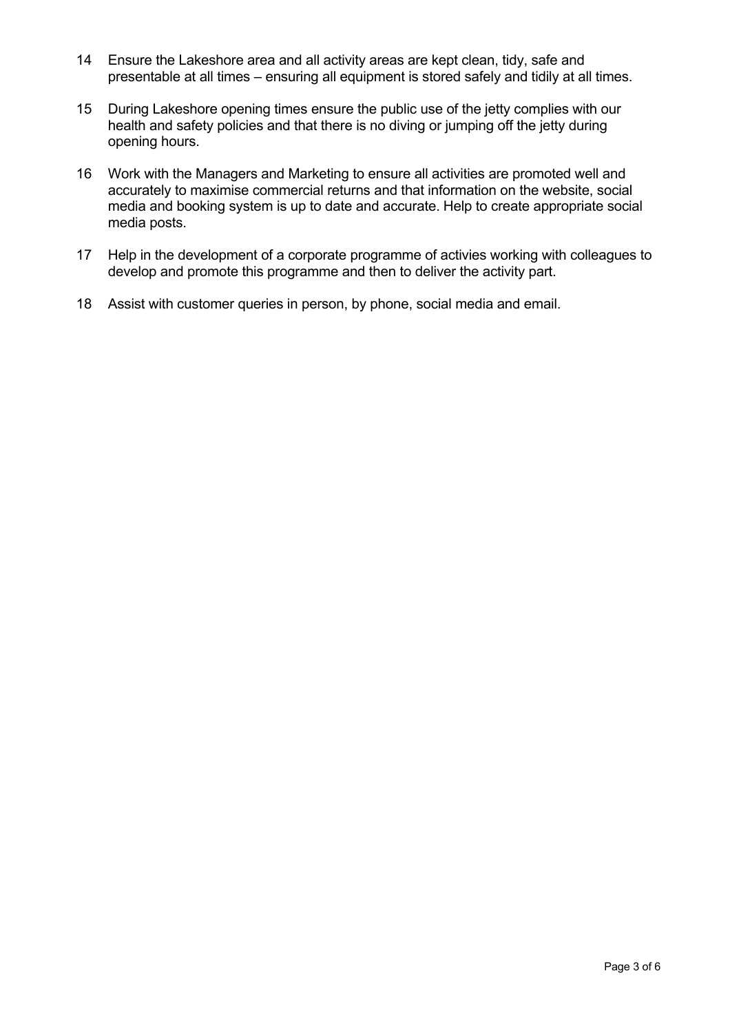14. Ensure the Lakeshore area and all activity areas are kept clean, tidy, safe and presentable at all times – ensuring all equipment is stored safely and tidily at all times.

15. During Lakeshore opening times ensure the public use of the jetty complies with our health and safety policies and that there is no diving or jumping off the jetty during opening hours.

16. Work with the Managers and Marketing to ensure all activities are promoted well and accurately to maximise commercial returns and that information on the website, social media and booking system is up to date and accurate. Help to create appropriate social media posts.

17. Help in the development of a corporate programme of activies working with colleagues to develop and promote this programme and then to deliver the activity part.

18. Assist with customer queries in person, by phone, social media and email.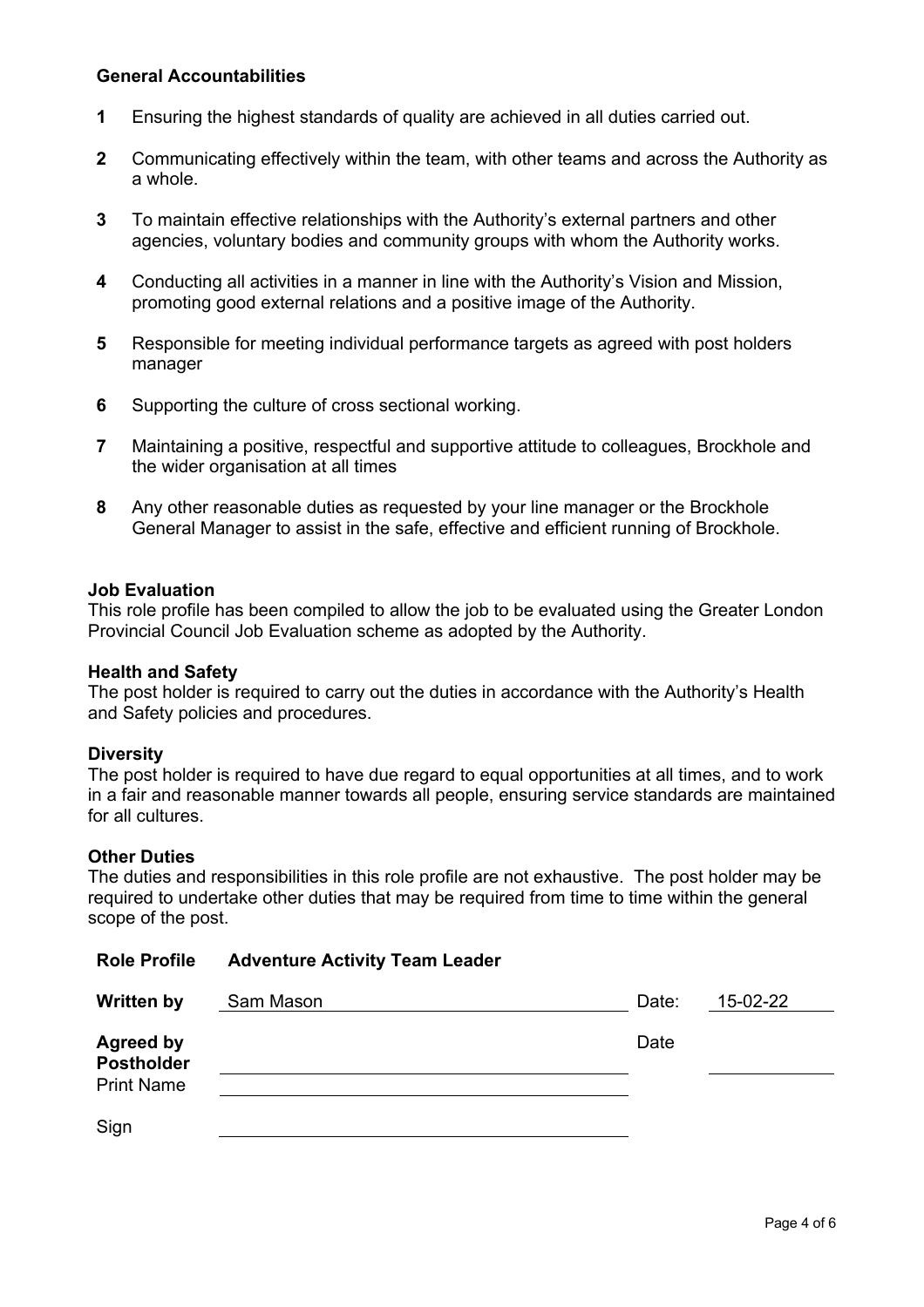**General Accountabilities**

1. Ensuring the highest standards of quality are achieved in all duties carried out.
2. Communicating effectively within the team, with other teams and across the Authority as a whole.
3. To maintain effective relationships with the Authority's external partners and other agencies, voluntary bodies and community groups with whom the Authority works.
4. Conducting all activities in a manner in line with the Authority's Vision and Mission, promoting good external relations and a positive image of the Authority.
5. Responsible for meeting individual performance targets as agreed with post holders manager
6. Supporting the culture of cross sectional working.
7. Maintaining a positive, respectful and supportive attitude to colleagues, Brockhole and the wider organisation at all times
8. Any other reasonable duties as requested by your line manager or the Brockhole General Manager to assist in the safe, effective and efficient running of Brockhole.

**Job Evaluation**
This role profile has been compiled to allow the job to be evaluated using the Greater London Provincial Council Job Evaluation scheme as adopted by the Authority.

**Health and Safety**
The post holder is required to carry out the duties in accordance with the Authority's Health and Safety policies and procedures.

**Diversity**
The post holder is required to have due regard to equal opportunities at all times, and to work in a fair and reasonable manner towards all people, ensuring service standards are maintained for all cultures.

**Other Duties**
The duties and responsibilities in this role profile are not exhaustive. The post holder may be required to undertake other duties that may be required from time to time within the general scope of the post.

| **Role Profile** | **Adventure Activity Team Leader** | | |
|---|---|---|---|
| **Written by** | Sam Mason | Date: | 15-02-22 |
| **Agreed by Postholder** | | Date | |
| Print Name | | | |
| Sign | | | |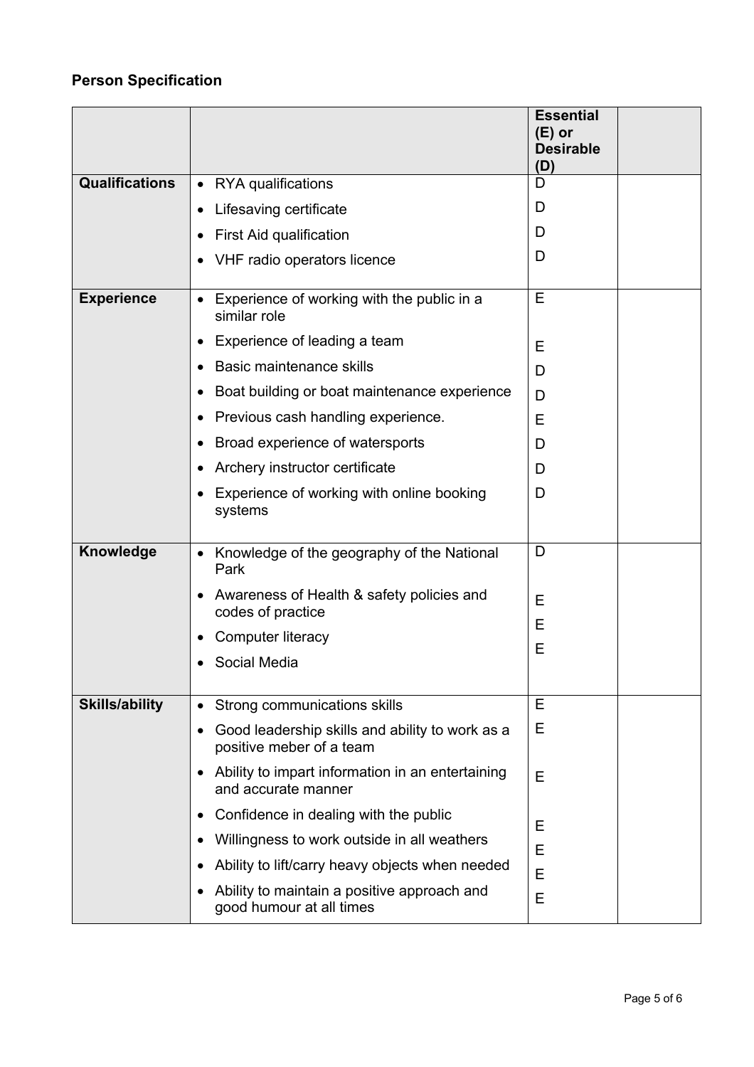## Person Specification

| | | Essential (E) or Desirable (D) | |
|---|---|---|---|
| **Qualifications** | • RYA qualifications | D | |
| | • Lifesaving certificate | D | |
| | • First Aid qualification | D | |
| | • VHF radio operators licence | D | |
| **Experience** | • Experience of working with the public in a similar role | E | |
| | • Experience of leading a team | E | |
| | • Basic maintenance skills | D | |
| | • Boat building or boat maintenance experience | D | |
| | • Previous cash handling experience. | E | |
| | • Broad experience of watersports | D | |
| | • Archery instructor certificate | D | |
| | • Experience of working with online booking systems | D | |
| **Knowledge** | • Knowledge of the geography of the National Park | D | |
| | • Awareness of Health & safety policies and codes of practice | E | |
| | • Computer literacy | E | |
| | • Social Media | E | |
| **Skills/ability** | • Strong communications skills | E | |
| | • Good leadership skills and ability to work as a positive meber of a team | E | |
| | • Ability to impart information in an entertaining and accurate manner | E | |
| | • Confidence in dealing with the public | E | |
| | • Willingness to work outside in all weathers | E | |
| | • Ability to lift/carry heavy objects when needed | E | |
| | • Ability to maintain a positive approach and good humour at all times | E | |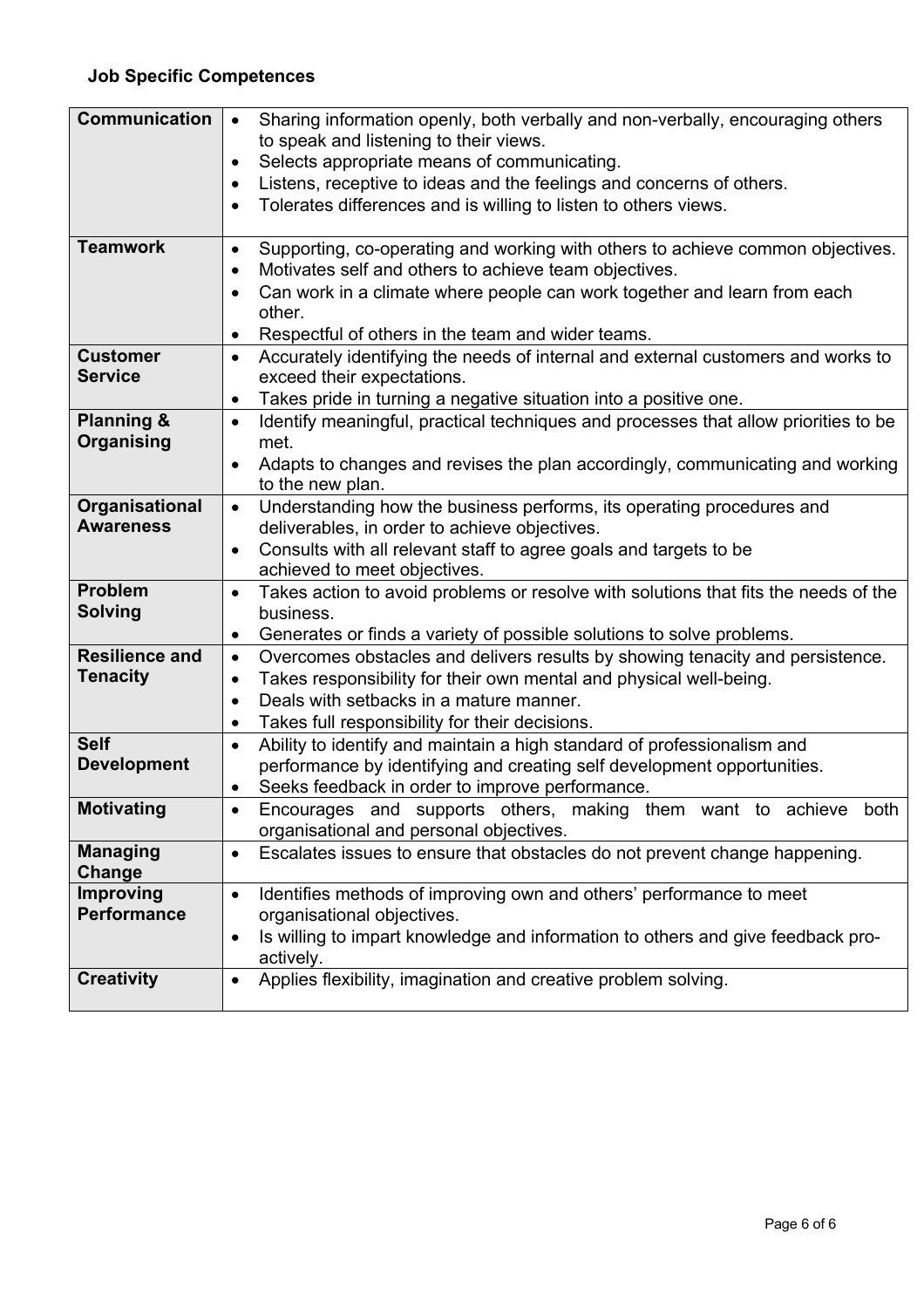**Job Specific Competences**

| | |
|---|---|
| **Communication** | • Sharing information openly, both verbally and non-verbally, encouraging others to speak and listening to their views.<br>• Selects appropriate means of communicating.<br>• Listens, receptive to ideas and the feelings and concerns of others.<br>• Tolerates differences and is willing to listen to others views. |
| **Teamwork** | • Supporting, co-operating and working with others to achieve common objectives.<br>• Motivates self and others to achieve team objectives.<br>• Can work in a climate where people can work together and learn from each other.<br>• Respectful of others in the team and wider teams. |
| **Customer Service** | • Accurately identifying the needs of internal and external customers and works to exceed their expectations.<br>• Takes pride in turning a negative situation into a positive one. |
| **Planning & Organising** | • Identify meaningful, practical techniques and processes that allow priorities to be met.<br>• Adapts to changes and revises the plan accordingly, communicating and working to the new plan. |
| **Organisational Awareness** | • Understanding how the business performs, its operating procedures and deliverables, in order to achieve objectives.<br>• Consults with all relevant staff to agree goals and targets to be achieved to meet objectives. |
| **Problem Solving** | • Takes action to avoid problems or resolve with solutions that fits the needs of the business.<br>• Generates or finds a variety of possible solutions to solve problems. |
| **Resilience and Tenacity** | • Overcomes obstacles and delivers results by showing tenacity and persistence.<br>• Takes responsibility for their own mental and physical well-being.<br>• Deals with setbacks in a mature manner.<br>• Takes full responsibility for their decisions. |
| **Self Development** | • Ability to identify and maintain a high standard of professionalism and performance by identifying and creating self development opportunities.<br>• Seeks feedback in order to improve performance. |
| **Motivating** | • Encourages and supports others, making them want to achieve both organisational and personal objectives. |
| **Managing Change** | • Escalates issues to ensure that obstacles do not prevent change happening. |
| **Improving Performance** | • Identifies methods of improving own and others' performance to meet organisational objectives.<br>• Is willing to impart knowledge and information to others and give feedback pro-actively. |
| **Creativity** | • Applies flexibility, imagination and creative problem solving. |